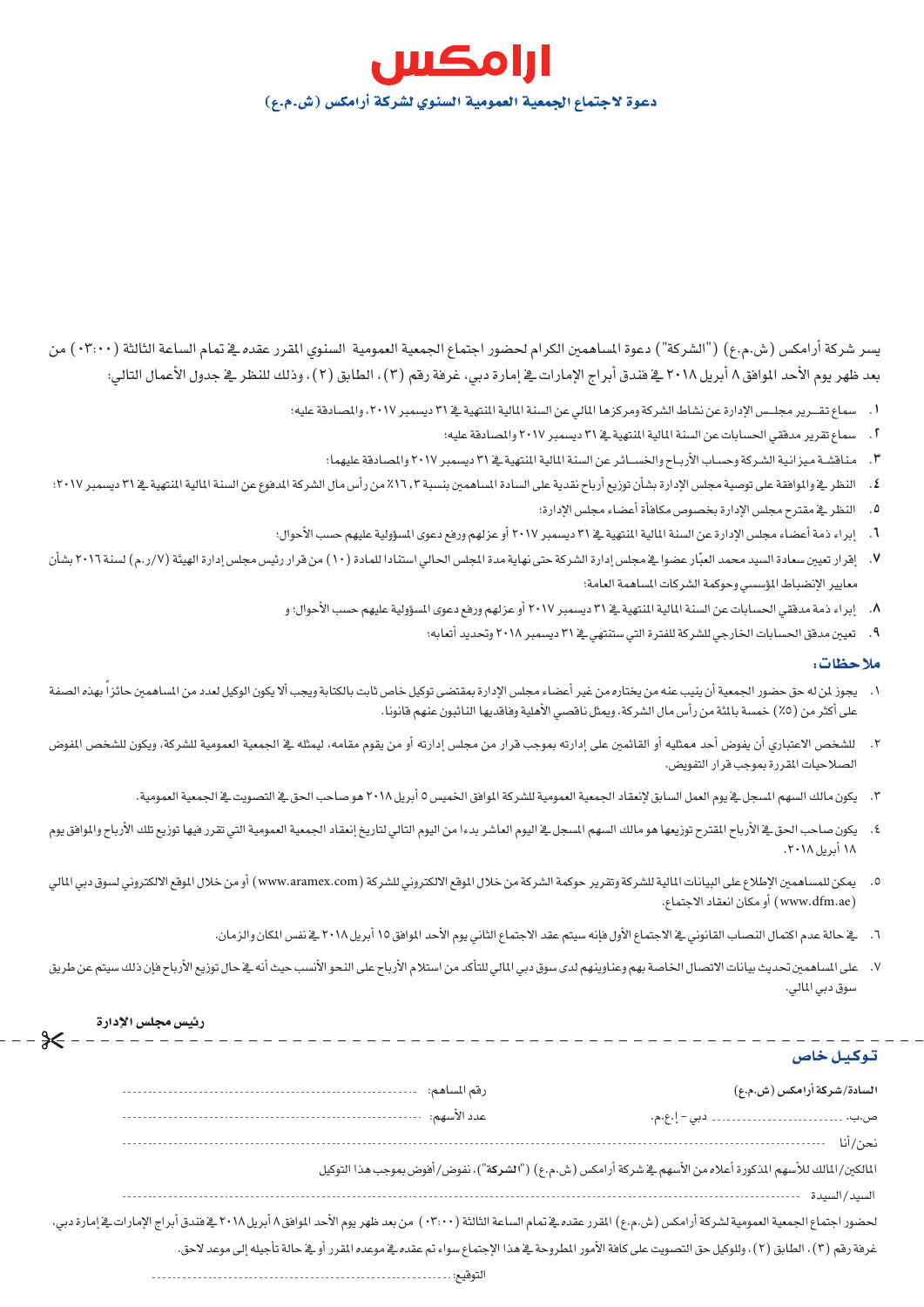# ارامكس

## دعوة لاجتماع الجمعية العمومية السنوي لشركة أرامكس (ش.م.ع)

يسر شركة أرامكس (ش.م.ع) ("الشركة") دعوة المساهمين الكرام لحضور اجتماع الجمعية العمومية السنوي المقرر عقده في تمام الساعة الثالثة (٠٣:٠٠) من بعد ظهر يوم الأحد الموافق ٨ أبريل ٢٠١٨ في فندق أبراج الإمارات في إمارة دبي، غرفة رقم (٣)، الطابق (٢)، وذلك للنظر في جدول الأعمال التالي:

١. سماع تقرير مجلس الإدارة عن نشاط الشركة ومركزها المالي عن السنة المالية المنتهية في ٣١ ديسمبر ٢٠١٧، والمصادقة عليه؛
٢. سماع تقرير مدققي الحسابات عن السنة المالية المنتهية في ٣١ ديسمبر ٢٠١٧ والمصادقة عليه؛
٣. مناقشة ميزانية الشركة وحساب الأرباح والخسائر عن السنة المالية المنتهية في ٣١ ديسمبر ٢٠١٧ والمصادقة عليهما؛
٤. النظر في والموافقة على توصية مجلس الإدارة بشأن توزيع أرباح نقدية على السادة المساهمين بنسبة ١٦,٣٪ من رأس مال الشركة المدفوع عن السنة المالية المنتهية في ٣١ ديسمبر ٢٠١٧؛
٥. النظر في مقترح مجلس الإدارة بخصوص مكافأة أعضاء مجلس الإدارة؛
٦. إبراء ذمة أعضاء مجلس الإدارة عن السنة المالية المنتهية في ٣١ ديسمبر ٢٠١٧ أو عزلهم ورفع دعوى المسؤولية عليهم حسب الأحوال؛
٧. إقرار تعيين سعادة السيد محمد العبّار عضواً في مجلس إدارة الشركة حتى نهاية مدة المجلس الحالي استناداً للمادة (١٠) من قرار رئيس مجلس إدارة الهيئة (٧/ر.م) لسنة ٢٠١٦ بشأن معايير الإنضباط المؤسسي وحوكمة الشركات المساهمة العامة؛
٨. إبراء ذمة مدققي الحسابات عن السنة المالية المنتهية في ٣١ ديسمبر ٢٠١٧ أو عزلهم ورفع دعوى المسؤولية عليهم حسب الأحوال؛ و
٩. تعيين مدقق الحسابات الخارجي للشركة للفترة التي ستنتهي في ٣١ ديسمبر ٢٠١٨ وتحديد أتعابه؛

### ملاحظات:

١. يجوز لمن له حق حضور الجمعية أن ينيب عنه من يختاره من غير أعضاء مجلس الإدارة بمقتضى توكيل خاص ثابت بالكتابة ويجب ألا يكون الوكيل لعدد من المساهمين حائزاً بهذه الصفة على أكثر من (٥٪) خمسة بالمئة من رأس مال الشركة، ويمثل ناقصي الأهلية وفاقديها النائبون عنهم قانونا.
٢. للشخص الاعتباري أن يفوض أحد ممثليه أو القائمين على إدارته بموجب قرار من مجلس إدارته أو من يقوم مقامه، ليمثله في الجمعية العمومية للشركة، ويكون للشخص المفوض الصلاحيات المقررة بموجب قرار التفويض.
٣. يكون مالك السهم المسجل في يوم العمل السابق لإنعقاد الجمعية العمومية للشركة الموافق الخميس ٥ أبريل ٢٠١٨ هو صاحب الحق في التصويت في الجمعية العمومية.
٤. يكون صاحب الحق في الأرباح المقترح توزيعها هو مالك السهم المسجل في اليوم العاشر بدءا من اليوم التالي لتاريخ إنعقاد الجمعية العمومية التي تقرر فيها توزيع تلك الأرباح والموافق يوم ١٨ أبريل ٢٠١٨.
٥. يمكن للمساهمين الإطلاع على البيانات المالية للشركة وتقرير حوكمة الشركة من خلال الموقع الالكتروني للشركة (www.aramex.com) أو من خلال الموقع الالكتروني لسوق دبي المالي (www.dfm.ae) أو مكان انعقاد الاجتماع.
٦. في حالة عدم اكتمال النصاب القانوني في الاجتماع الأول فإنه سيتم عقد الاجتماع الثاني يوم الأحد الموافق ١٥ أبريل ٢٠١٨ في نفس المكان والزمان.
٧. على المساهمين تحديث بيانات الاتصال الخاصة بهم وعناوينهم لدى سوق دبي المالي للتأكد من استلام الأرباح على النحو الأنسب حيث أنه في حال توزيع الأرباح فإن ذلك سيتم عن طريق سوق دبي المالي.

**رئيس مجلس الادارة**

---

## توكيل خاص

**السادة/شركة أرامكس (ش.م.ع)**

ص.ب. .............................. دبي – إ.ع.م.

رقم المساهم: ..............................

عدد الأسهم: ..............................

نحن/أنا ..............................

المالكين/المالك للأسهم المذكورة أعلاه من الأسهم في شركة أرامكس (ش.م.ع) ("**الشركة**")، نفوض/أفوض بموجب هذا التوكيل

السيد/السيدة ..............................

لحضور اجتماع الجمعية العمومية لشركة أرامكس (ش.م.ع) المقرر عقده في تمام الساعة الثالثة (٠٣:٠٠) من بعد ظهر يوم الأحد الموافق ٨ أبريل ٢٠١٨ في فندق أبراج الإمارات في إمارة دبي، غرفة رقم (٣)، الطابق (٢)، وللوكيل حق التصويت على كافة الأمور المطروحة في هذا الإجتماع سواء تم عقده في موعده المقرر أو في حالة تأجيله إلى موعد لاحق.

التوقيع: ..............................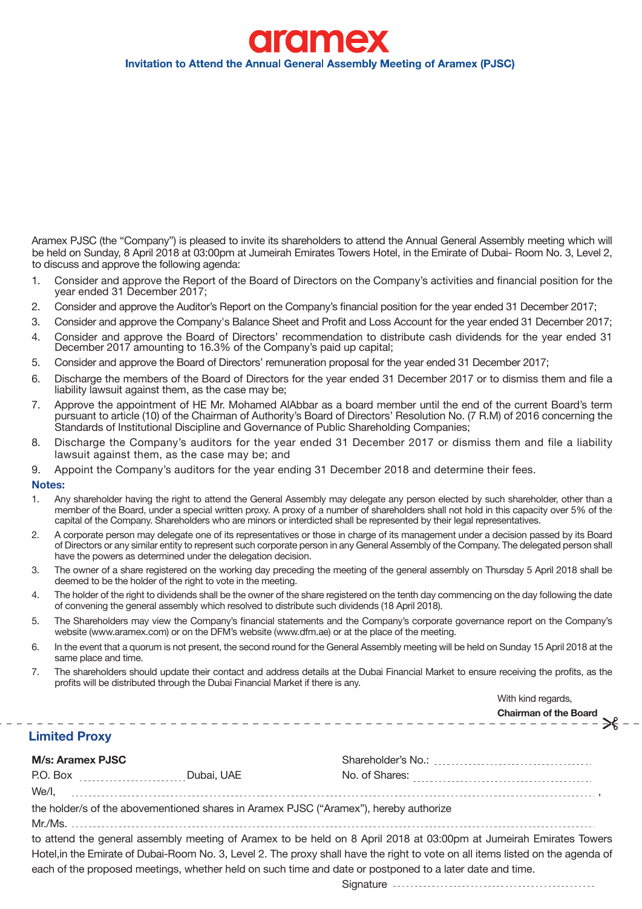# aramex

## Invitation to Attend the Annual General Assembly Meeting of Aramex (PJSC)

Aramex PJSC (the "Company") is pleased to invite its shareholders to attend the Annual General Assembly meeting which will be held on Sunday, 8 April 2018 at 03:00pm at Jumeirah Emirates Towers Hotel, in the Emirate of Dubai- Room No. 3, Level 2, to discuss and approve the following agenda:

1. Consider and approve the Report of the Board of Directors on the Company's activities and financial position for the year ended 31 December 2017;
2. Consider and approve the Auditor's Report on the Company's financial position for the year ended 31 December 2017;
3. Consider and approve the Company's Balance Sheet and Profit and Loss Account for the year ended 31 December 2017;
4. Consider and approve the Board of Directors' recommendation to distribute cash dividends for the year ended 31 December 2017 amounting to 16.3% of the Company's paid up capital;
5. Consider and approve the Board of Directors' remuneration proposal for the year ended 31 December 2017;
6. Discharge the members of the Board of Directors for the year ended 31 December 2017 or to dismiss them and file a liability lawsuit against them, as the case may be;
7. Approve the appointment of HE Mr. Mohamed AlAbbar as a board member until the end of the current Board's term pursuant to article (10) of the Chairman of Authority's Board of Directors' Resolution No. (7 R.M) of 2016 concerning the Standards of Institutional Discipline and Governance of Public Shareholding Companies;
8. Discharge the Company's auditors for the year ended 31 December 2017 or dismiss them and file a liability lawsuit against them, as the case may be; and
9. Appoint the Company's auditors for the year ending 31 December 2018 and determine their fees.

**Notes:**

1. Any shareholder having the right to attend the General Assembly may delegate any person elected by such shareholder, other than a member of the Board, under a special written proxy. A proxy of a number of shareholders shall not hold in this capacity over 5% of the capital of the Company. Shareholders who are minors or interdicted shall be represented by their legal representatives.
2. A corporate person may delegate one of its representatives or those in charge of its management under a decision passed by its Board of Directors or any similar entity to represent such corporate person in any General Assembly of the Company. The delegated person shall have the powers as determined under the delegation decision.
3. The owner of a share registered on the working day preceding the meeting of the general assembly on Thursday 5 April 2018 shall be deemed to be the holder of the right to vote in the meeting.
4. The holder of the right to dividends shall be the owner of the share registered on the tenth day commencing on the day following the date of convening the general assembly which resolved to distribute such dividends (18 April 2018).
5. The Shareholders may view the Company's financial statements and the Company's corporate governance report on the Company's website (www.aramex.com) or on the DFM's website (www.dfm.ae) or at the place of the meeting.
6. In the event that a quorum is not present, the second round for the General Assembly meeting will be held on Sunday 15 April 2018 at the same place and time.
7. The shareholders should update their contact and address details at the Dubai Financial Market to ensure receiving the profits, as the profits will be distributed through the Dubai Financial Market if there is any.

With kind regards,

**Chairman of the Board**

---

## Limited Proxy

**M/s: Aramex PJSC**

P.O. Box ______________ Dubai, UAE

Shareholder's No.: ______________

No. of Shares: ______________

We/I, ______________________________,

the holder/s of the abovementioned shares in Aramex PJSC ("Aramex"), hereby authorize

Mr./Ms. ______________________________

to attend the general assembly meeting of Aramex to be held on 8 April 2018 at 03:00pm at Jumeirah Emirates Towers Hotel,in the Emirate of Dubai-Room No. 3, Level 2. The proxy shall have the right to vote on all items listed on the agenda of each of the proposed meetings, whether held on such time and date or postponed to a later date and time.

Signature ______________________________